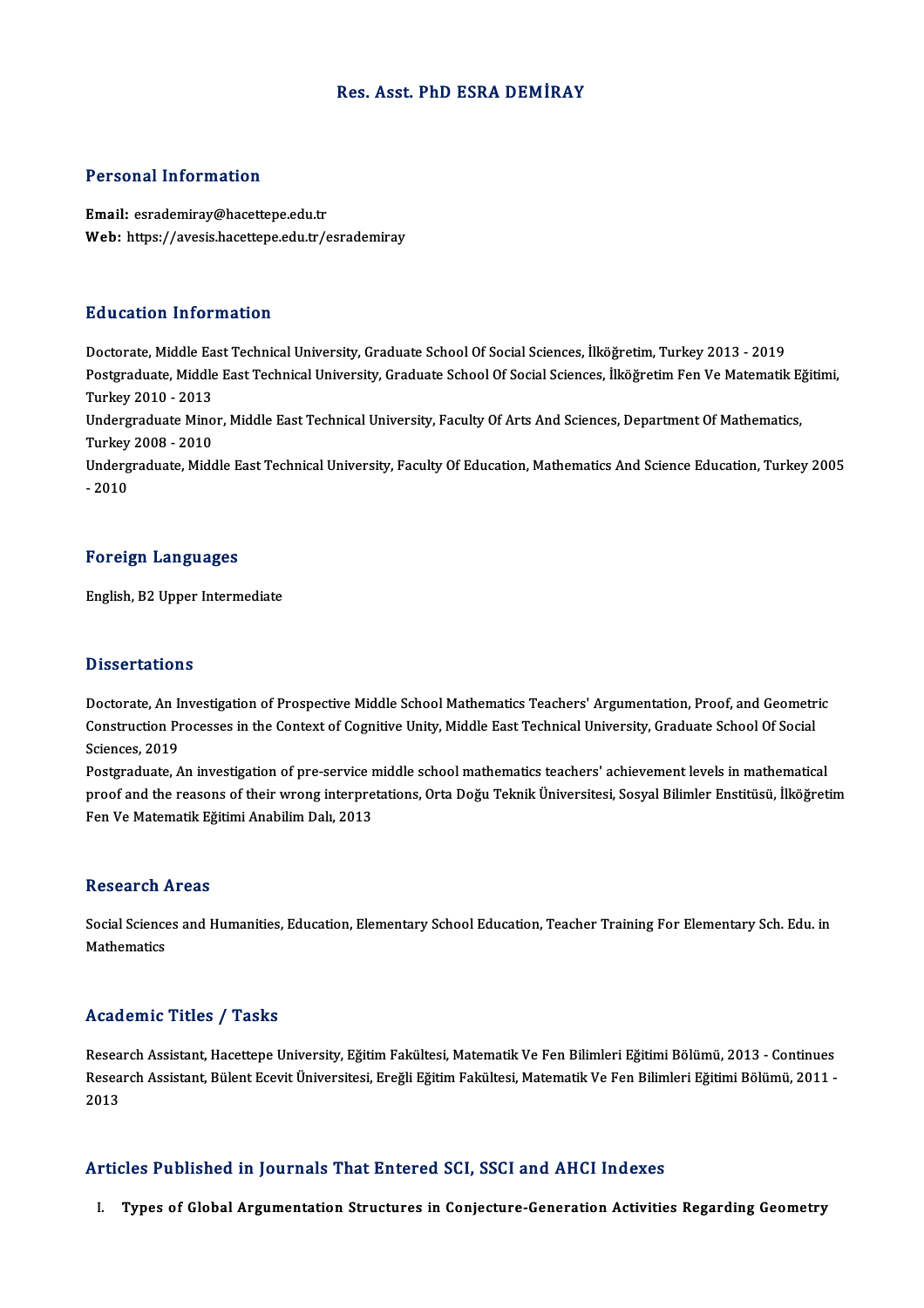# Res. Asst. PhD ESRA DEMİRAY

## Personal Information

**Email:** esrademiray@hacettepe.edu.tr
**Web:** https://avesis.hacettepe.edu.tr/esrademiray

## Education Information

Doctorate, Middle East Technical University, Graduate School Of Social Sciences, İlköğretim, Turkey 2013 - 2019
Postgraduate, Middle East Technical University, Graduate School Of Social Sciences, İlköğretim Fen Ve Matematik Eğitimi, Turkey 2010 - 2013
Undergraduate Minor, Middle East Technical University, Faculty Of Arts And Sciences, Department Of Mathematics, Turkey 2008 - 2010
Undergraduate, Middle East Technical University, Faculty Of Education, Mathematics And Science Education, Turkey 2005 - 2010

## Foreign Languages

English, B2 Upper Intermediate

## Dissertations

Doctorate, An Investigation of Prospective Middle School Mathematics Teachers' Argumentation, Proof, and Geometric Construction Processes in the Context of Cognitive Unity, Middle East Technical University, Graduate School Of Social Sciences, 2019
Postgraduate, An investigation of pre-service middle school mathematics teachers' achievement levels in mathematical proof and the reasons of their wrong interpretations, Orta Doğu Teknik Üniversitesi, Sosyal Bilimler Enstitüsü, İlköğretim Fen Ve Matematik Eğitimi Anabilim Dalı, 2013

## Research Areas

Social Sciences and Humanities, Education, Elementary School Education, Teacher Training For Elementary Sch. Edu. in Mathematics

## Academic Titles / Tasks

Research Assistant, Hacettepe University, Eğitim Fakültesi, Matematik Ve Fen Bilimleri Eğitimi Bölümü, 2013 - Continues
Research Assistant, Bülent Ecevit Üniversitesi, Ereğli Eğitim Fakültesi, Matematik Ve Fen Bilimleri Eğitimi Bölümü, 2011 - 2013

## Articles Published in Journals That Entered SCI, SSCI and AHCI Indexes

I. **Types of Global Argumentation Structures in Conjecture-Generation Activities Regarding Geometry**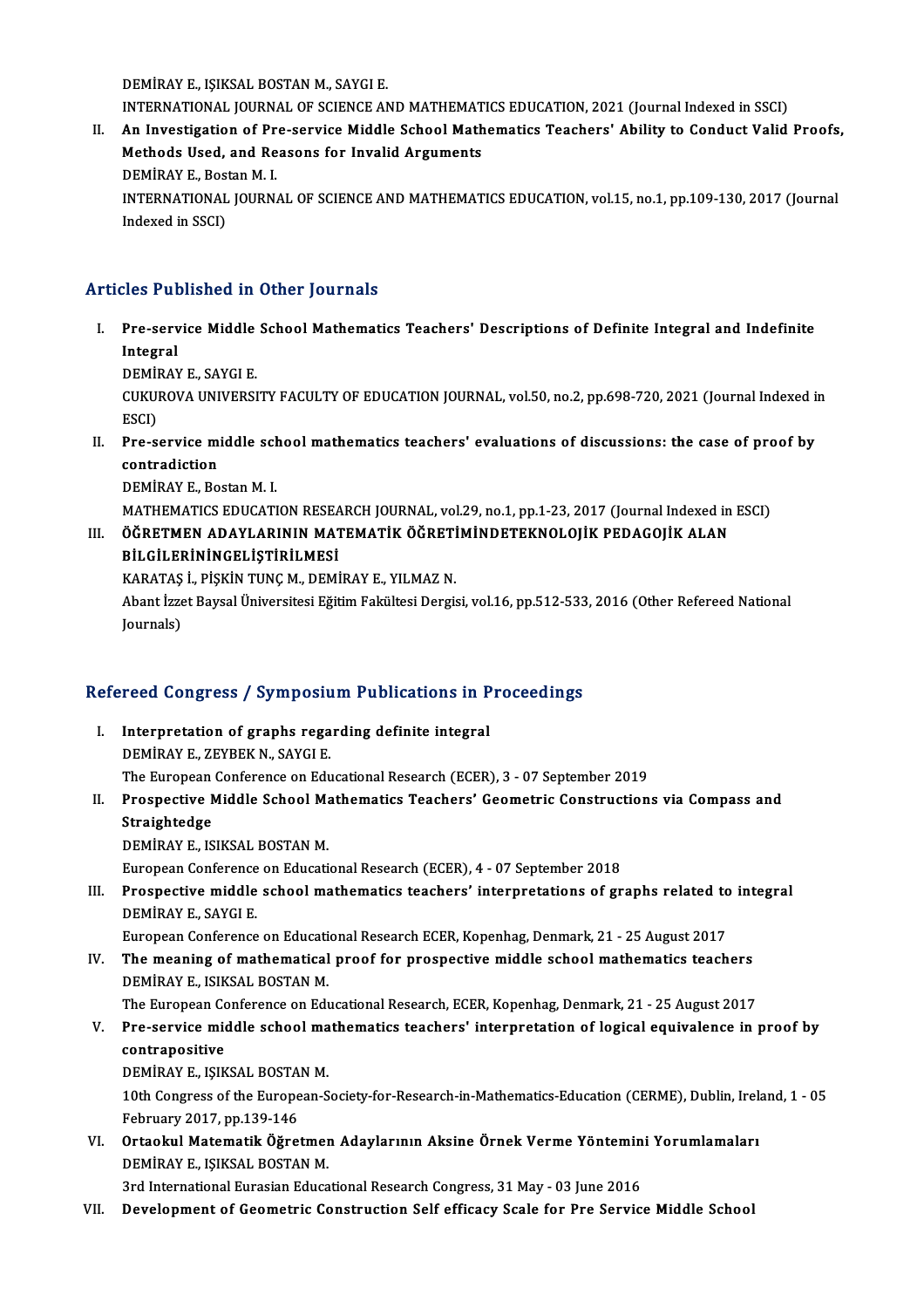DEMİRAY E., IŞIKSAL BOSTAN M., SAYGI E.
INTERNATIONAL JOURNAL OF SCIENCE AND MATHEMATICS EDUCATION, 2021 (Journal Indexed in SSCI)

II. **An Investigation of Pre-service Middle School Mathematics Teachers' Ability to Conduct Valid Proofs, Methods Used, and Reasons for Invalid Arguments**
DEMİRAY E., Bostan M. I.
INTERNATIONAL JOURNAL OF SCIENCE AND MATHEMATICS EDUCATION, vol.15, no.1, pp.109-130, 2017 (Journal Indexed in SSCI)

## Articles Published in Other Journals

I. **Pre-service Middle School Mathematics Teachers' Descriptions of Definite Integral and Indefinite Integral**
DEMİRAY E., SAYGI E.
CUKUROVA UNIVERSITY FACULTY OF EDUCATION JOURNAL, vol.50, no.2, pp.698-720, 2021 (Journal Indexed in ESCI)

II. **Pre-service middle school mathematics teachers' evaluations of discussions: the case of proof by contradiction**
DEMİRAY E., Bostan M. I.
MATHEMATICS EDUCATION RESEARCH JOURNAL, vol.29, no.1, pp.1-23, 2017 (Journal Indexed in ESCI)

III. **ÖĞRETMEN ADAYLARININ MATEMATİK ÖĞRETİMİNDETEKNOLOJİK PEDAGOJİK ALAN BİLGİLERİNİNGELİŞTİRİLMESİ**
KARATAŞ İ., PİŞKİN TUNÇ M., DEMİRAY E., YILMAZ N.
Abant İzzet Baysal Üniversitesi Eğitim Fakültesi Dergisi, vol.16, pp.512-533, 2016 (Other Refereed National Journals)

## Refereed Congress / Symposium Publications in Proceedings

I. **Interpretation of graphs regarding definite integral**
DEMİRAY E., ZEYBEK N., SAYGI E.
The European Conference on Educational Research (ECER), 3 - 07 September 2019

II. **Prospective Middle School Mathematics Teachers' Geometric Constructions via Compass and Straightedge**
DEMİRAY E., ISIKSAL BOSTAN M.
European Conference on Educational Research (ECER), 4 - 07 September 2018

III. **Prospective middle school mathematics teachers' interpretations of graphs related to integral**
DEMİRAY E., SAYGI E.
European Conference on Educational Research ECER, Kopenhag, Denmark, 21 - 25 August 2017

IV. **The meaning of mathematical proof for prospective middle school mathematics teachers**
DEMİRAY E., ISIKSAL BOSTAN M.
The European Conference on Educational Research, ECER, Kopenhag, Denmark, 21 - 25 August 2017

V. **Pre-service middle school mathematics teachers' interpretation of logical equivalence in proof by contrapositive**
DEMİRAY E., IŞIKSAL BOSTAN M.
10th Congress of the European-Society-for-Research-in-Mathematics-Education (CERME), Dublin, Ireland, 1 - 05 February 2017, pp.139-146

VI. **Ortaokul Matematik Öğretmen Adaylarının Aksine Örnek Verme Yöntemini Yorumlamaları**
DEMİRAY E., IŞIKSAL BOSTAN M.
3rd International Eurasian Educational Research Congress, 31 May - 03 June 2016

VII. **Development of Geometric Construction Self efficacy Scale for Pre Service Middle School**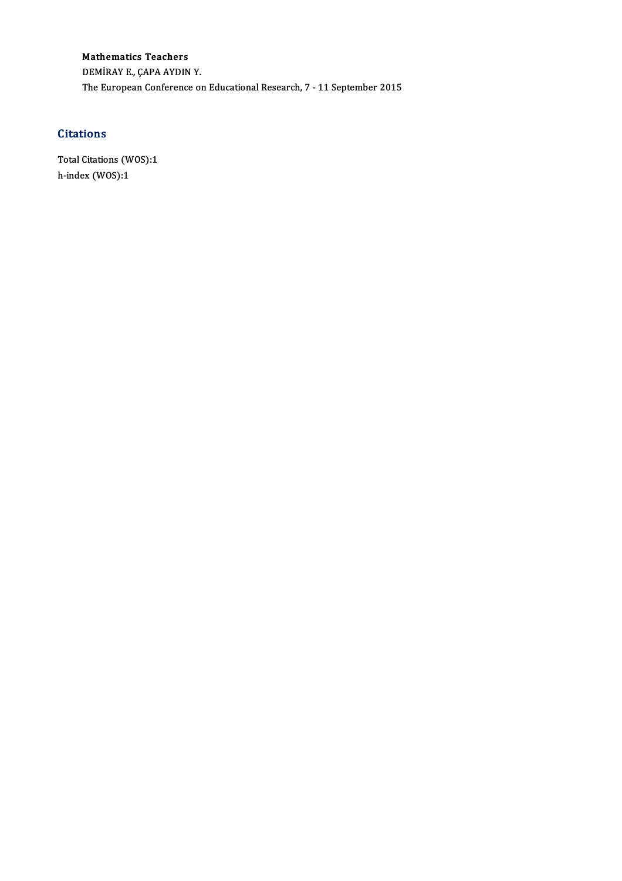**Mathematics Teachers**
DEMİRAY E., ÇAPA AYDIN Y.
The European Conference on Educational Research, 7 - 11 September 2015

## Citations

Total Citations (WOS):1
h-index (WOS):1